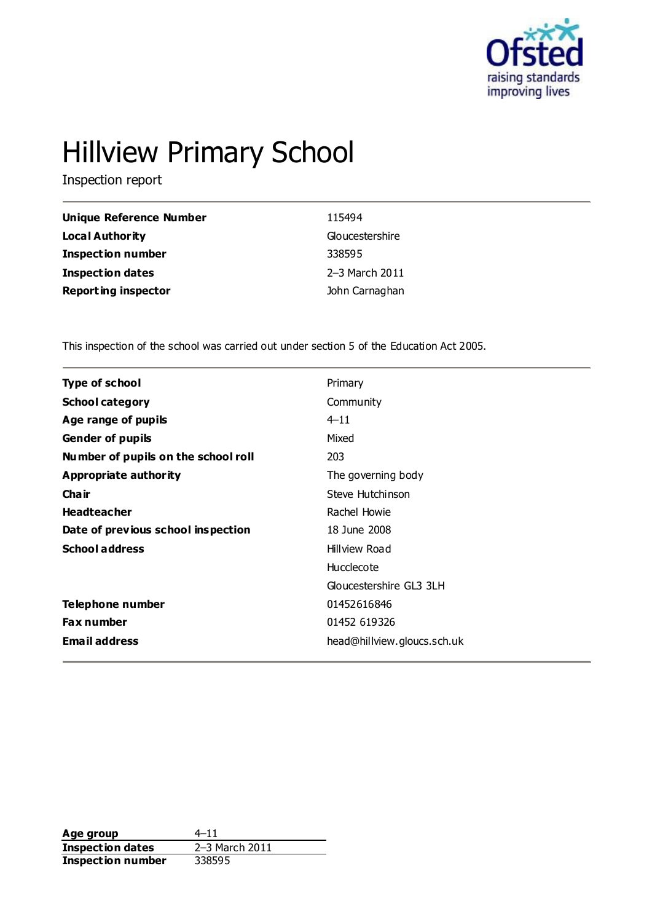# Hillview Primary School

Inspection report

| | |
|---|---|
| **Unique Reference Number** | 115494 |
| **Local Authority** | Gloucestershire |
| **Inspection number** | 338595 |
| **Inspection dates** | 2–3 March 2011 |
| **Reporting inspector** | John Carnaghan |

This inspection of the school was carried out under section 5 of the Education Act 2005.

| | |
|---|---|
| **Type of school** | Primary |
| **School category** | Community |
| **Age range of pupils** | 4–11 |
| **Gender of pupils** | Mixed |
| **Number of pupils on the school roll** | 203 |
| **Appropriate authority** | The governing body |
| **Chair** | Steve Hutchinson |
| **Headteacher** | Rachel Howie |
| **Date of previous school inspection** | 18 June 2008 |
| **School address** | Hillview Road<br>Hucclecote<br>Gloucestershire GL3 3LH |
| **Telephone number** | 01452616846 |
| **Fax number** | 01452 619326 |
| **Email address** | head@hillview.gloucs.sch.uk |

| | |
|---|---|
| **Age group** | 4–11 |
| **Inspection dates** | 2–3 March 2011 |
| **Inspection number** | 338595 |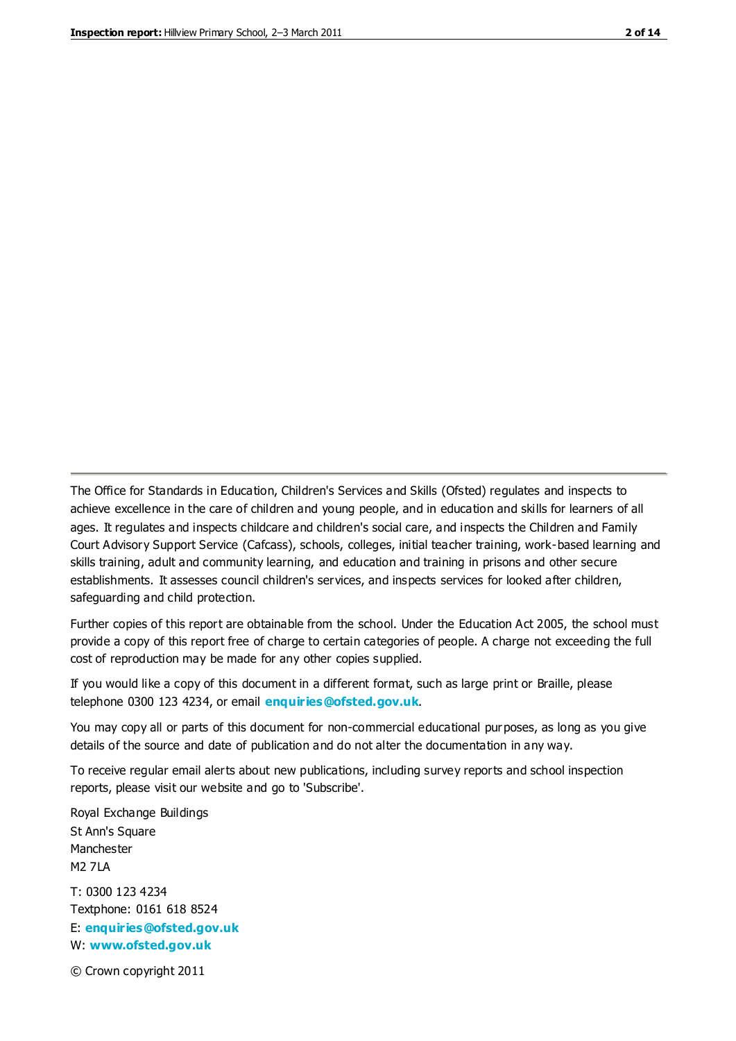The Office for Standards in Education, Children's Services and Skills (Ofsted) regulates and inspects to achieve excellence in the care of children and young people, and in education and skills for learners of all ages. It regulates and inspects childcare and children's social care, and inspects the Children and Family Court Advisory Support Service (Cafcass), schools, colleges, initial teacher training, work-based learning and skills training, adult and community learning, and education and training in prisons and other secure establishments. It assesses council children's services, and inspects services for looked after children, safeguarding and child protection.

Further copies of this report are obtainable from the school. Under the Education Act 2005, the school must provide a copy of this report free of charge to certain categories of people. A charge not exceeding the full cost of reproduction may be made for any other copies supplied.

If you would like a copy of this document in a different format, such as large print or Braille, please telephone 0300 123 4234, or email **enquiries@ofsted.gov.uk**.

You may copy all or parts of this document for non-commercial educational purposes, as long as you give details of the source and date of publication and do not alter the documentation in any way.

To receive regular email alerts about new publications, including survey reports and school inspection reports, please visit our website and go to 'Subscribe'.

Royal Exchange Buildings
St Ann's Square
Manchester
M2 7LA

T: 0300 123 4234
Textphone: 0161 618 8524
E: **enquiries@ofsted.gov.uk**
W: **www.ofsted.gov.uk**

© Crown copyright 2011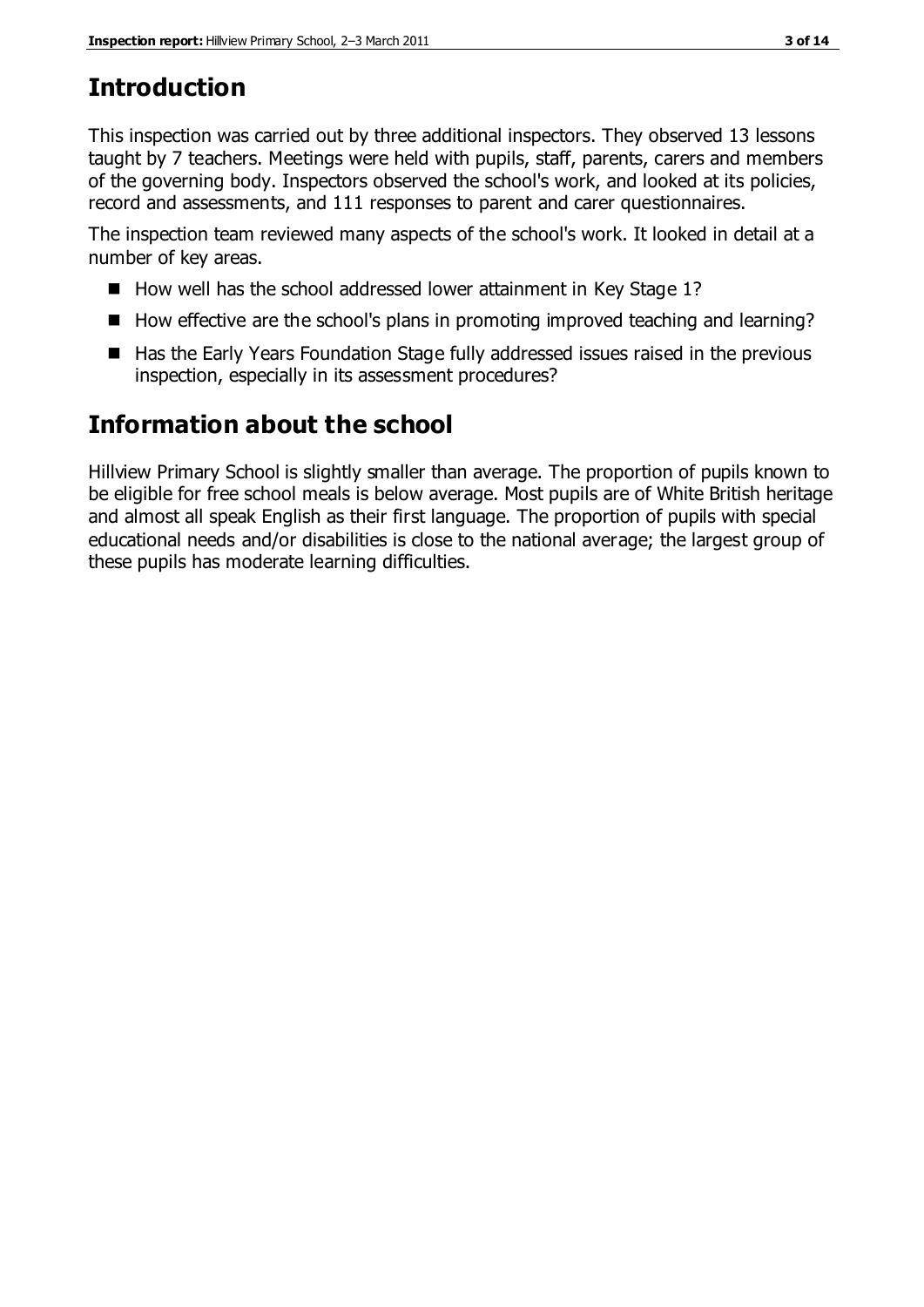## Introduction

This inspection was carried out by three additional inspectors. They observed 13 lessons taught by 7 teachers. Meetings were held with pupils, staff, parents, carers and members of the governing body. Inspectors observed the school's work, and looked at its policies, record and assessments, and 111 responses to parent and carer questionnaires.

The inspection team reviewed many aspects of the school's work. It looked in detail at a number of key areas.

- How well has the school addressed lower attainment in Key Stage 1?
- How effective are the school's plans in promoting improved teaching and learning?
- Has the Early Years Foundation Stage fully addressed issues raised in the previous inspection, especially in its assessment procedures?

## Information about the school

Hillview Primary School is slightly smaller than average. The proportion of pupils known to be eligible for free school meals is below average. Most pupils are of White British heritage and almost all speak English as their first language. The proportion of pupils with special educational needs and/or disabilities is close to the national average; the largest group of these pupils has moderate learning difficulties.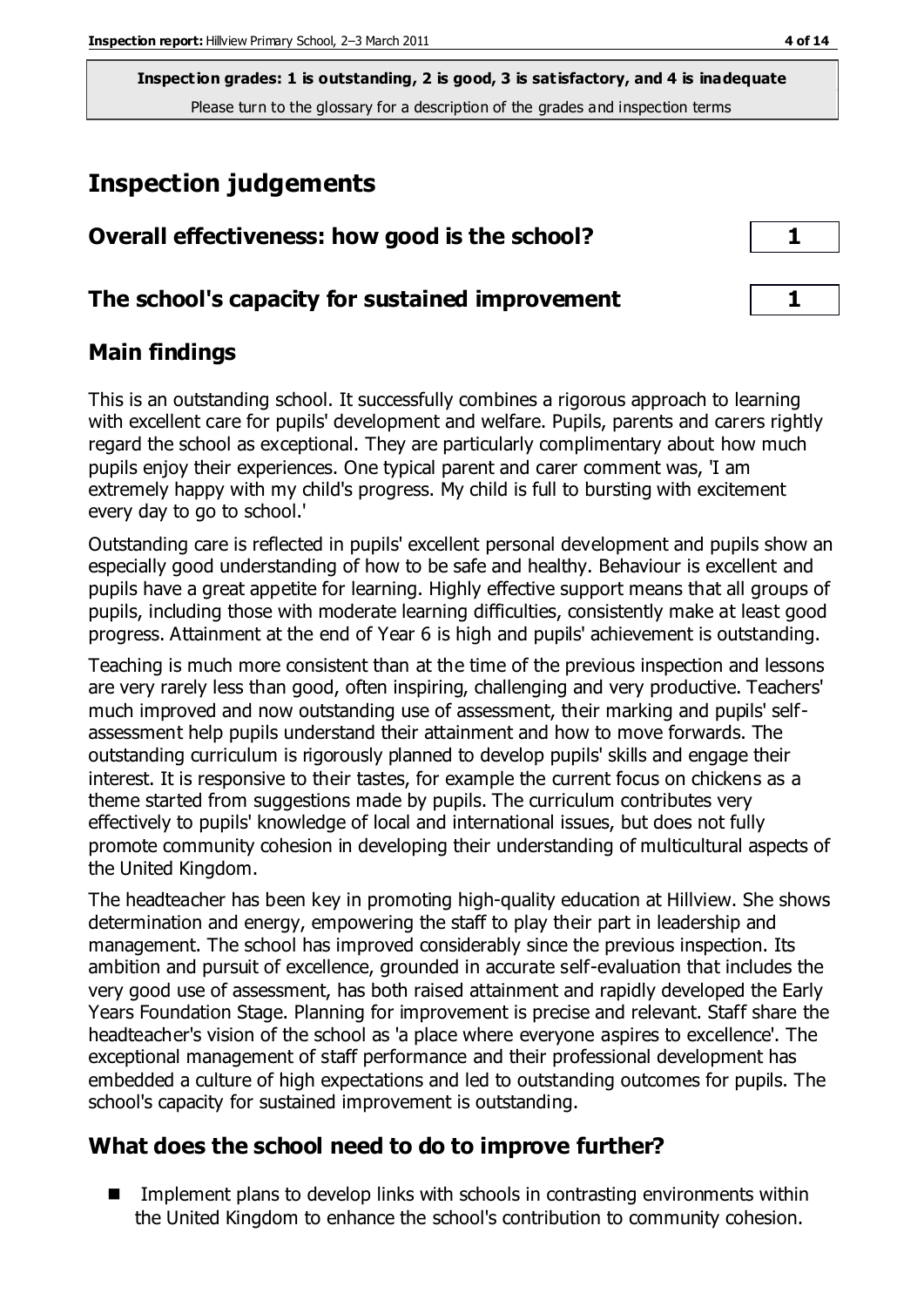**Inspection grades: 1 is outstanding, 2 is good, 3 is satisfactory, and 4 is inadequate**
Please turn to the glossary for a description of the grades and inspection terms

# Inspection judgements

| Overall effectiveness: how good is the school? | 1 |
|---|---|
| **The school's capacity for sustained improvement** | **1** |

## Main findings

This is an outstanding school. It successfully combines a rigorous approach to learning with excellent care for pupils' development and welfare. Pupils, parents and carers rightly regard the school as exceptional. They are particularly complimentary about how much pupils enjoy their experiences. One typical parent and carer comment was, 'I am extremely happy with my child's progress. My child is full to bursting with excitement every day to go to school.'

Outstanding care is reflected in pupils' excellent personal development and pupils show an especially good understanding of how to be safe and healthy. Behaviour is excellent and pupils have a great appetite for learning. Highly effective support means that all groups of pupils, including those with moderate learning difficulties, consistently make at least good progress. Attainment at the end of Year 6 is high and pupils' achievement is outstanding.

Teaching is much more consistent than at the time of the previous inspection and lessons are very rarely less than good, often inspiring, challenging and very productive. Teachers' much improved and now outstanding use of assessment, their marking and pupils' self-assessment help pupils understand their attainment and how to move forwards. The outstanding curriculum is rigorously planned to develop pupils' skills and engage their interest. It is responsive to their tastes, for example the current focus on chickens as a theme started from suggestions made by pupils. The curriculum contributes very effectively to pupils' knowledge of local and international issues, but does not fully promote community cohesion in developing their understanding of multicultural aspects of the United Kingdom.

The headteacher has been key in promoting high-quality education at Hillview. She shows determination and energy, empowering the staff to play their part in leadership and management. The school has improved considerably since the previous inspection. Its ambition and pursuit of excellence, grounded in accurate self-evaluation that includes the very good use of assessment, has both raised attainment and rapidly developed the Early Years Foundation Stage. Planning for improvement is precise and relevant. Staff share the headteacher's vision of the school as 'a place where everyone aspires to excellence'. The exceptional management of staff performance and their professional development has embedded a culture of high expectations and led to outstanding outcomes for pupils. The school's capacity for sustained improvement is outstanding.

## What does the school need to do to improve further?

- Implement plans to develop links with schools in contrasting environments within the United Kingdom to enhance the school's contribution to community cohesion.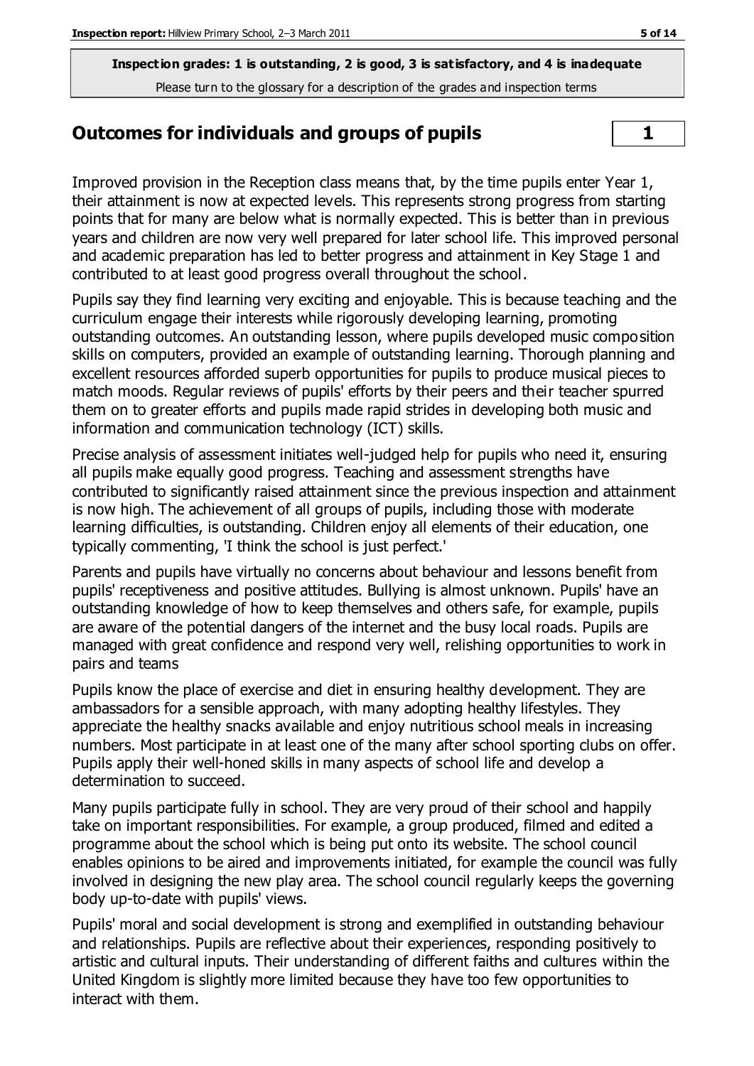**Inspection grades: 1 is outstanding, 2 is good, 3 is satisfactory, and 4 is inadequate**
Please turn to the glossary for a description of the grades and inspection terms

## Outcomes for individuals and groups of pupils | 1

Improved provision in the Reception class means that, by the time pupils enter Year 1, their attainment is now at expected levels. This represents strong progress from starting points that for many are below what is normally expected. This is better than in previous years and children are now very well prepared for later school life. This improved personal and academic preparation has led to better progress and attainment in Key Stage 1 and contributed to at least good progress overall throughout the school.

Pupils say they find learning very exciting and enjoyable. This is because teaching and the curriculum engage their interests while rigorously developing learning, promoting outstanding outcomes. An outstanding lesson, where pupils developed music composition skills on computers, provided an example of outstanding learning. Thorough planning and excellent resources afforded superb opportunities for pupils to produce musical pieces to match moods. Regular reviews of pupils' efforts by their peers and their teacher spurred them on to greater efforts and pupils made rapid strides in developing both music and information and communication technology (ICT) skills.

Precise analysis of assessment initiates well-judged help for pupils who need it, ensuring all pupils make equally good progress. Teaching and assessment strengths have contributed to significantly raised attainment since the previous inspection and attainment is now high. The achievement of all groups of pupils, including those with moderate learning difficulties, is outstanding. Children enjoy all elements of their education, one typically commenting, 'I think the school is just perfect.'

Parents and pupils have virtually no concerns about behaviour and lessons benefit from pupils' receptiveness and positive attitudes. Bullying is almost unknown. Pupils' have an outstanding knowledge of how to keep themselves and others safe, for example, pupils are aware of the potential dangers of the internet and the busy local roads. Pupils are managed with great confidence and respond very well, relishing opportunities to work in pairs and teams

Pupils know the place of exercise and diet in ensuring healthy development. They are ambassadors for a sensible approach, with many adopting healthy lifestyles. They appreciate the healthy snacks available and enjoy nutritious school meals in increasing numbers. Most participate in at least one of the many after school sporting clubs on offer. Pupils apply their well-honed skills in many aspects of school life and develop a determination to succeed.

Many pupils participate fully in school. They are very proud of their school and happily take on important responsibilities. For example, a group produced, filmed and edited a programme about the school which is being put onto its website. The school council enables opinions to be aired and improvements initiated, for example the council was fully involved in designing the new play area. The school council regularly keeps the governing body up-to-date with pupils' views.

Pupils' moral and social development is strong and exemplified in outstanding behaviour and relationships. Pupils are reflective about their experiences, responding positively to artistic and cultural inputs. Their understanding of different faiths and cultures within the United Kingdom is slightly more limited because they have too few opportunities to interact with them.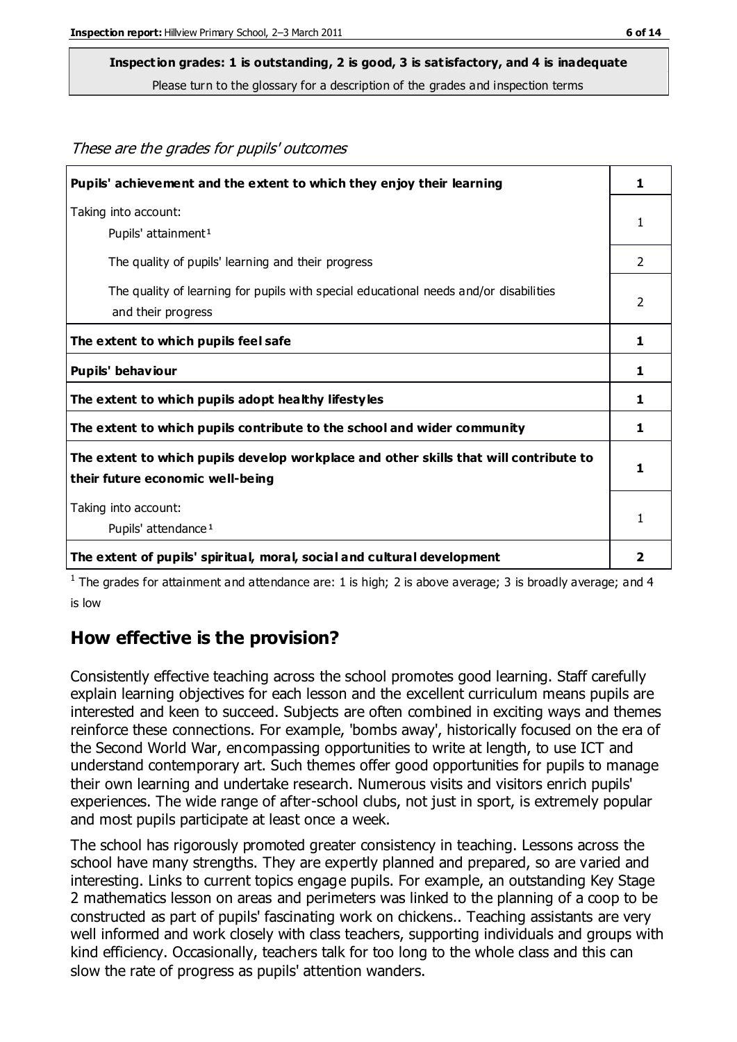**Inspection grades: 1 is outstanding, 2 is good, 3 is satisfactory, and 4 is inadequate**
Please turn to the glossary for a description of the grades and inspection terms

*These are the grades for pupils' outcomes*

| | |
|---|---|
| **Pupils' achievement and the extent to which they enjoy their learning** | **1** |
| Taking into account: Pupils' attainment[1] | 1 |
| The quality of pupils' learning and their progress | 2 |
| The quality of learning for pupils with special educational needs and/or disabilities and their progress | 2 |
| **The extent to which pupils feel safe** | **1** |
| **Pupils' behaviour** | **1** |
| **The extent to which pupils adopt healthy lifestyles** | **1** |
| **The extent to which pupils contribute to the school and wider community** | **1** |
| **The extent to which pupils develop workplace and other skills that will contribute to their future economic well-being** | **1** |
| Taking into account: Pupils' attendance[1] | 1 |
| **The extent of pupils' spiritual, moral, social and cultural development** | **2** |

[1] The grades for attainment and attendance are: 1 is high; 2 is above average; 3 is broadly average; and 4 is low

## How effective is the provision?

Consistently effective teaching across the school promotes good learning. Staff carefully explain learning objectives for each lesson and the excellent curriculum means pupils are interested and keen to succeed. Subjects are often combined in exciting ways and themes reinforce these connections. For example, 'bombs away', historically focused on the era of the Second World War, encompassing opportunities to write at length, to use ICT and understand contemporary art. Such themes offer good opportunities for pupils to manage their own learning and undertake research. Numerous visits and visitors enrich pupils' experiences. The wide range of after-school clubs, not just in sport, is extremely popular and most pupils participate at least once a week.

The school has rigorously promoted greater consistency in teaching. Lessons across the school have many strengths. They are expertly planned and prepared, so are varied and interesting. Links to current topics engage pupils. For example, an outstanding Key Stage 2 mathematics lesson on areas and perimeters was linked to the planning of a coop to be constructed as part of pupils' fascinating work on chickens.. Teaching assistants are very well informed and work closely with class teachers, supporting individuals and groups with kind efficiency. Occasionally, teachers talk for too long to the whole class and this can slow the rate of progress as pupils' attention wanders.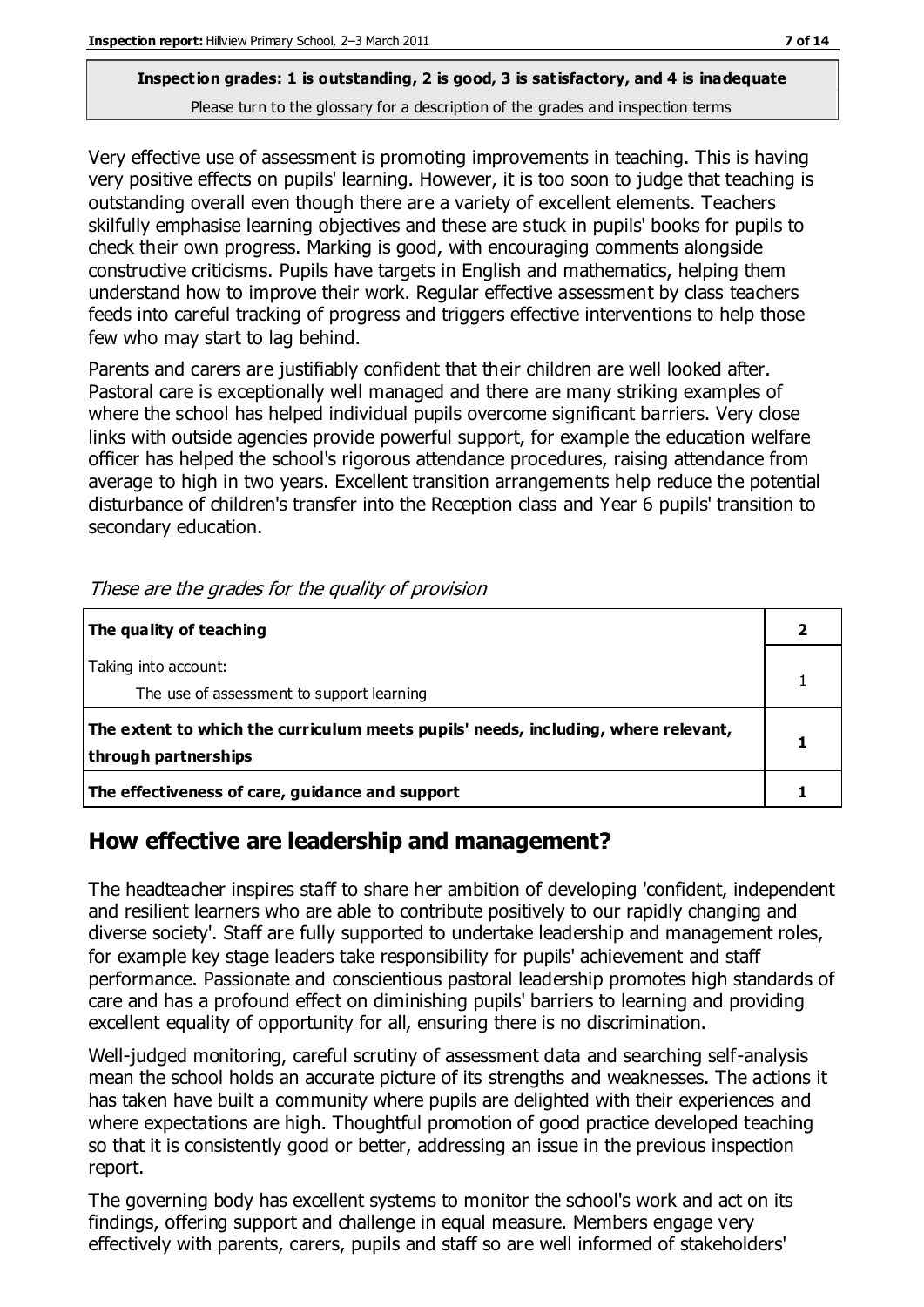**Inspection grades: 1 is outstanding, 2 is good, 3 is satisfactory, and 4 is inadequate**
Please turn to the glossary for a description of the grades and inspection terms

Very effective use of assessment is promoting improvements in teaching. This is having very positive effects on pupils' learning. However, it is too soon to judge that teaching is outstanding overall even though there are a variety of excellent elements. Teachers skilfully emphasise learning objectives and these are stuck in pupils' books for pupils to check their own progress. Marking is good, with encouraging comments alongside constructive criticisms. Pupils have targets in English and mathematics, helping them understand how to improve their work. Regular effective assessment by class teachers feeds into careful tracking of progress and triggers effective interventions to help those few who may start to lag behind.

Parents and carers are justifiably confident that their children are well looked after. Pastoral care is exceptionally well managed and there are many striking examples of where the school has helped individual pupils overcome significant barriers. Very close links with outside agencies provide powerful support, for example the education welfare officer has helped the school's rigorous attendance procedures, raising attendance from average to high in two years. Excellent transition arrangements help reduce the potential disturbance of children's transfer into the Reception class and Year 6 pupils' transition to secondary education.

*These are the grades for the quality of provision*

| | |
|---|---|
| **The quality of teaching** | **2** |
| Taking into account: The use of assessment to support learning | 1 |
| **The extent to which the curriculum meets pupils' needs, including, where relevant, through partnerships** | **1** |
| **The effectiveness of care, guidance and support** | **1** |

## How effective are leadership and management?

The headteacher inspires staff to share her ambition of developing 'confident, independent and resilient learners who are able to contribute positively to our rapidly changing and diverse society'. Staff are fully supported to undertake leadership and management roles, for example key stage leaders take responsibility for pupils' achievement and staff performance. Passionate and conscientious pastoral leadership promotes high standards of care and has a profound effect on diminishing pupils' barriers to learning and providing excellent equality of opportunity for all, ensuring there is no discrimination.

Well-judged monitoring, careful scrutiny of assessment data and searching self-analysis mean the school holds an accurate picture of its strengths and weaknesses. The actions it has taken have built a community where pupils are delighted with their experiences and where expectations are high. Thoughtful promotion of good practice developed teaching so that it is consistently good or better, addressing an issue in the previous inspection report.

The governing body has excellent systems to monitor the school's work and act on its findings, offering support and challenge in equal measure. Members engage very effectively with parents, carers, pupils and staff so are well informed of stakeholders'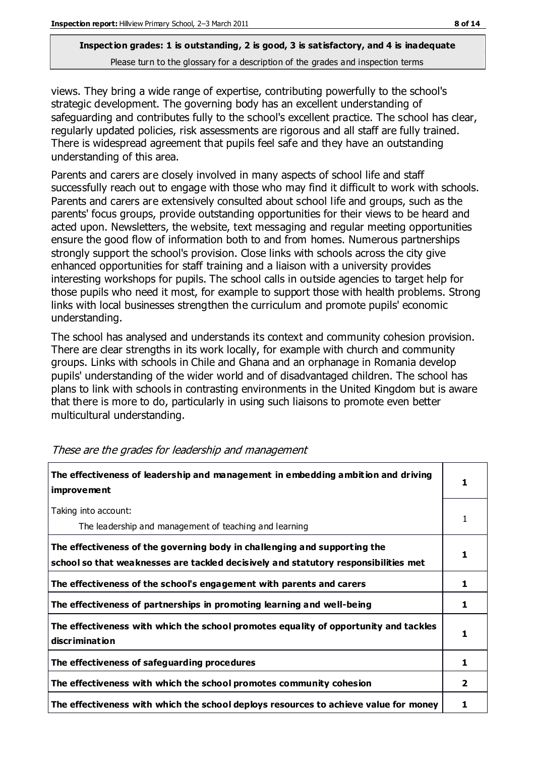**Inspection grades: 1 is outstanding, 2 is good, 3 is satisfactory, and 4 is inadequate**

Please turn to the glossary for a description of the grades and inspection terms

views. They bring a wide range of expertise, contributing powerfully to the school's strategic development. The governing body has an excellent understanding of safeguarding and contributes fully to the school's excellent practice. The school has clear, regularly updated policies, risk assessments are rigorous and all staff are fully trained. There is widespread agreement that pupils feel safe and they have an outstanding understanding of this area.

Parents and carers are closely involved in many aspects of school life and staff successfully reach out to engage with those who may find it difficult to work with schools. Parents and carers are extensively consulted about school life and groups, such as the parents' focus groups, provide outstanding opportunities for their views to be heard and acted upon. Newsletters, the website, text messaging and regular meeting opportunities ensure the good flow of information both to and from homes. Numerous partnerships strongly support the school's provision. Close links with schools across the city give enhanced opportunities for staff training and a liaison with a university provides interesting workshops for pupils. The school calls in outside agencies to target help for those pupils who need it most, for example to support those with health problems. Strong links with local businesses strengthen the curriculum and promote pupils' economic understanding.

The school has analysed and understands its context and community cohesion provision. There are clear strengths in its work locally, for example with church and community groups. Links with schools in Chile and Ghana and an orphanage in Romania develop pupils' understanding of the wider world and of disadvantaged children. The school has plans to link with schools in contrasting environments in the United Kingdom but is aware that there is more to do, particularly in using such liaisons to promote even better multicultural understanding.

*These are the grades for leadership and management*

| | |
|---|---|
| **The effectiveness of leadership and management in embedding ambition and driving improvement** | **1** |
| Taking into account:<br>The leadership and management of teaching and learning | 1 |
| **The effectiveness of the governing body in challenging and supporting the school so that weaknesses are tackled decisively and statutory responsibilities met** | **1** |
| **The effectiveness of the school's engagement with parents and carers** | **1** |
| **The effectiveness of partnerships in promoting learning and well-being** | **1** |
| **The effectiveness with which the school promotes equality of opportunity and tackles discrimination** | **1** |
| **The effectiveness of safeguarding procedures** | **1** |
| **The effectiveness with which the school promotes community cohesion** | **2** |
| **The effectiveness with which the school deploys resources to achieve value for money** | **1** |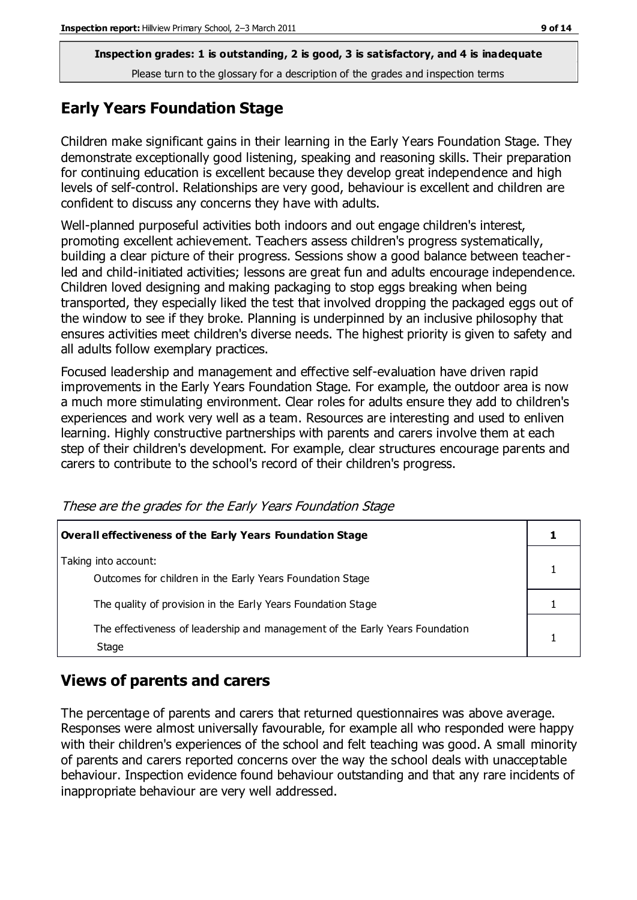**Inspection grades: 1 is outstanding, 2 is good, 3 is satisfactory, and 4 is inadequate**
Please turn to the glossary for a description of the grades and inspection terms

## Early Years Foundation Stage

Children make significant gains in their learning in the Early Years Foundation Stage. They demonstrate exceptionally good listening, speaking and reasoning skills. Their preparation for continuing education is excellent because they develop great independence and high levels of self-control. Relationships are very good, behaviour is excellent and children are confident to discuss any concerns they have with adults.

Well-planned purposeful activities both indoors and out engage children's interest, promoting excellent achievement. Teachers assess children's progress systematically, building a clear picture of their progress. Sessions show a good balance between teacher-led and child-initiated activities; lessons are great fun and adults encourage independence. Children loved designing and making packaging to stop eggs breaking when being transported, they especially liked the test that involved dropping the packaged eggs out of the window to see if they broke. Planning is underpinned by an inclusive philosophy that ensures activities meet children's diverse needs. The highest priority is given to safety and all adults follow exemplary practices.

Focused leadership and management and effective self-evaluation have driven rapid improvements in the Early Years Foundation Stage. For example, the outdoor area is now a much more stimulating environment. Clear roles for adults ensure they add to children's experiences and work very well as a team. Resources are interesting and used to enliven learning. Highly constructive partnerships with parents and carers involve them at each step of their children's development. For example, clear structures encourage parents and carers to contribute to the school's record of their children's progress.

*These are the grades for the Early Years Foundation Stage*

| **Overall effectiveness of the Early Years Foundation Stage** | **1** |
|---|---|
| Taking into account: Outcomes for children in the Early Years Foundation Stage | 1 |
| The quality of provision in the Early Years Foundation Stage | 1 |
| The effectiveness of leadership and management of the Early Years Foundation Stage | 1 |

## Views of parents and carers

The percentage of parents and carers that returned questionnaires was above average. Responses were almost universally favourable, for example all who responded were happy with their children's experiences of the school and felt teaching was good. A small minority of parents and carers reported concerns over the way the school deals with unacceptable behaviour. Inspection evidence found behaviour outstanding and that any rare incidents of inappropriate behaviour are very well addressed.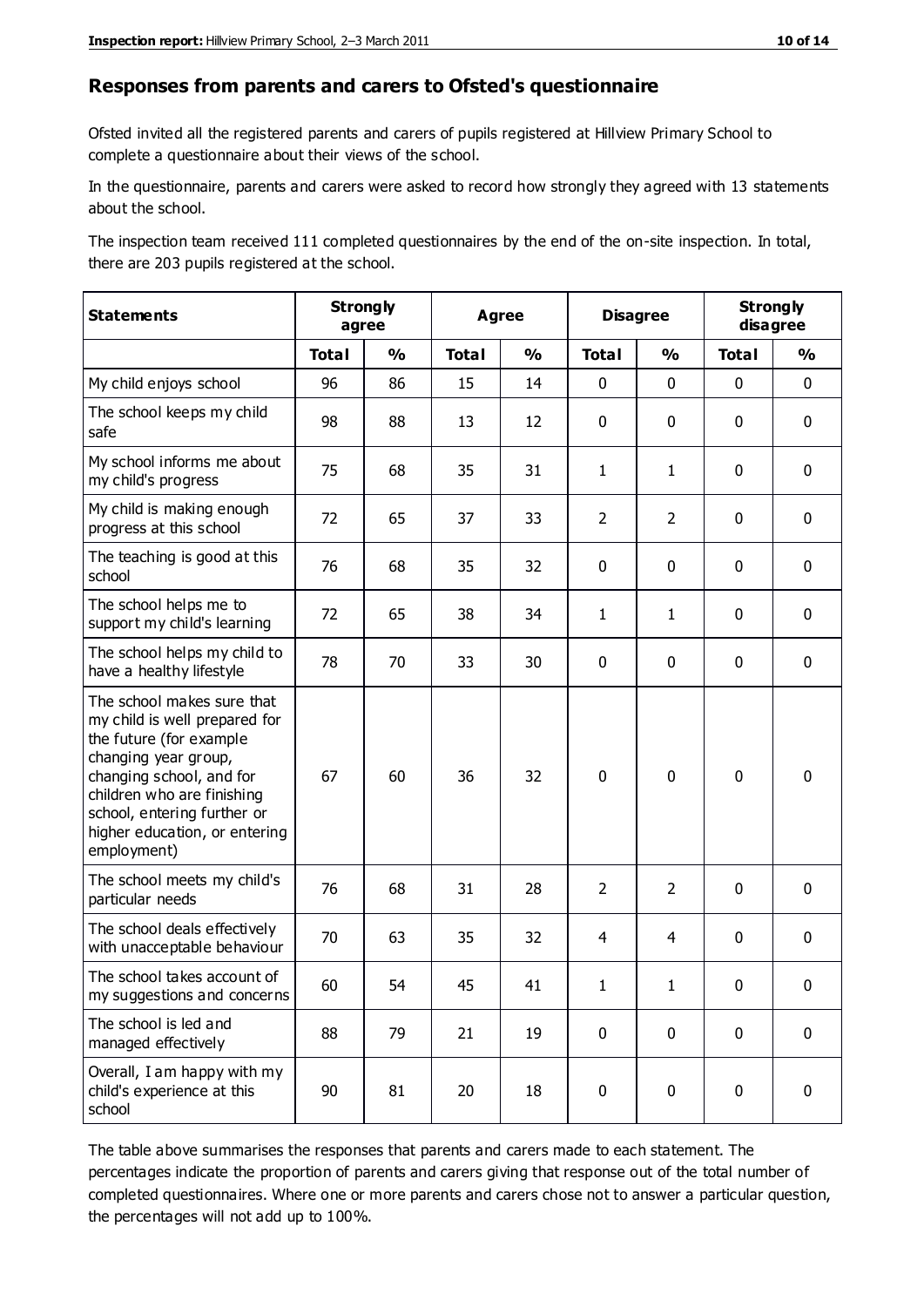## Responses from parents and carers to Ofsted's questionnaire

Ofsted invited all the registered parents and carers of pupils registered at Hillview Primary School to complete a questionnaire about their views of the school.

In the questionnaire, parents and carers were asked to record how strongly they agreed with 13 statements about the school.

The inspection team received 111 completed questionnaires by the end of the on-site inspection. In total, there are 203 pupils registered at the school.

| Statements | Strongly agree | | Agree | | Disagree | | Strongly disagree | |
|---|---|---|---|---|---|---|---|---|
| | Total | % | Total | % | Total | % | Total | % |
| My child enjoys school | 96 | 86 | 15 | 14 | 0 | 0 | 0 | 0 |
| The school keeps my child safe | 98 | 88 | 13 | 12 | 0 | 0 | 0 | 0 |
| My school informs me about my child's progress | 75 | 68 | 35 | 31 | 1 | 1 | 0 | 0 |
| My child is making enough progress at this school | 72 | 65 | 37 | 33 | 2 | 2 | 0 | 0 |
| The teaching is good at this school | 76 | 68 | 35 | 32 | 0 | 0 | 0 | 0 |
| The school helps me to support my child's learning | 72 | 65 | 38 | 34 | 1 | 1 | 0 | 0 |
| The school helps my child to have a healthy lifestyle | 78 | 70 | 33 | 30 | 0 | 0 | 0 | 0 |
| The school makes sure that my child is well prepared for the future (for example changing year group, changing school, and for children who are finishing school, entering further or higher education, or entering employment) | 67 | 60 | 36 | 32 | 0 | 0 | 0 | 0 |
| The school meets my child's particular needs | 76 | 68 | 31 | 28 | 2 | 2 | 0 | 0 |
| The school deals effectively with unacceptable behaviour | 70 | 63 | 35 | 32 | 4 | 4 | 0 | 0 |
| The school takes account of my suggestions and concerns | 60 | 54 | 45 | 41 | 1 | 1 | 0 | 0 |
| The school is led and managed effectively | 88 | 79 | 21 | 19 | 0 | 0 | 0 | 0 |
| Overall, I am happy with my child's experience at this school | 90 | 81 | 20 | 18 | 0 | 0 | 0 | 0 |

The table above summarises the responses that parents and carers made to each statement. The percentages indicate the proportion of parents and carers giving that response out of the total number of completed questionnaires. Where one or more parents and carers chose not to answer a particular question, the percentages will not add up to 100%.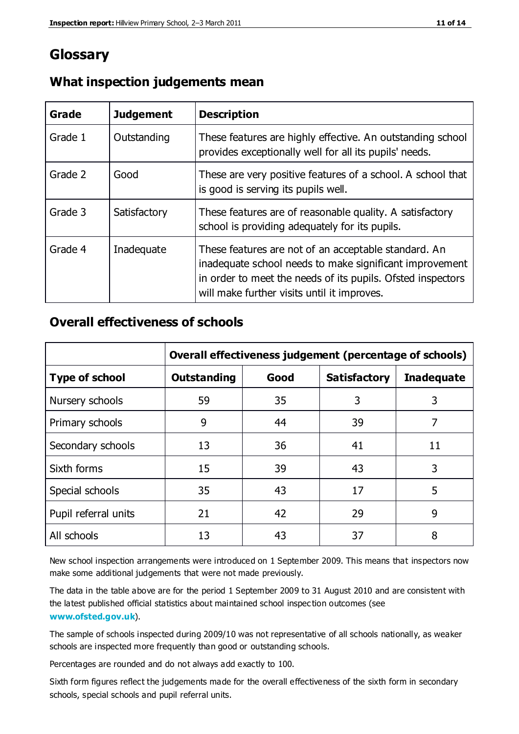# Glossary

## What inspection judgements mean

| Grade | Judgement | Description |
| --- | --- | --- |
| Grade 1 | Outstanding | These features are highly effective. An outstanding school provides exceptionally well for all its pupils' needs. |
| Grade 2 | Good | These are very positive features of a school. A school that is good is serving its pupils well. |
| Grade 3 | Satisfactory | These features are of reasonable quality. A satisfactory school is providing adequately for its pupils. |
| Grade 4 | Inadequate | These features are not of an acceptable standard. An inadequate school needs to make significant improvement in order to meet the needs of its pupils. Ofsted inspectors will make further visits until it improves. |

## Overall effectiveness of schools

| | Overall effectiveness judgement (percentage of schools) | | | |
| --- | --- | --- | --- | --- |
| **Type of school** | **Outstanding** | **Good** | **Satisfactory** | **Inadequate** |
| Nursery schools | 59 | 35 | 3 | 3 |
| Primary schools | 9 | 44 | 39 | 7 |
| Secondary schools | 13 | 36 | 41 | 11 |
| Sixth forms | 15 | 39 | 43 | 3 |
| Special schools | 35 | 43 | 17 | 5 |
| Pupil referral units | 21 | 42 | 29 | 9 |
| All schools | 13 | 43 | 37 | 8 |

New school inspection arrangements were introduced on 1 September 2009. This means that inspectors now make some additional judgements that were not made previously.

The data in the table above are for the period 1 September 2009 to 31 August 2010 and are consistent with the latest published official statistics about maintained school inspection outcomes (see **www.ofsted.gov.uk**).

The sample of schools inspected during 2009/10 was not representative of all schools nationally, as weaker schools are inspected more frequently than good or outstanding schools.

Percentages are rounded and do not always add exactly to 100.

Sixth form figures reflect the judgements made for the overall effectiveness of the sixth form in secondary schools, special schools and pupil referral units.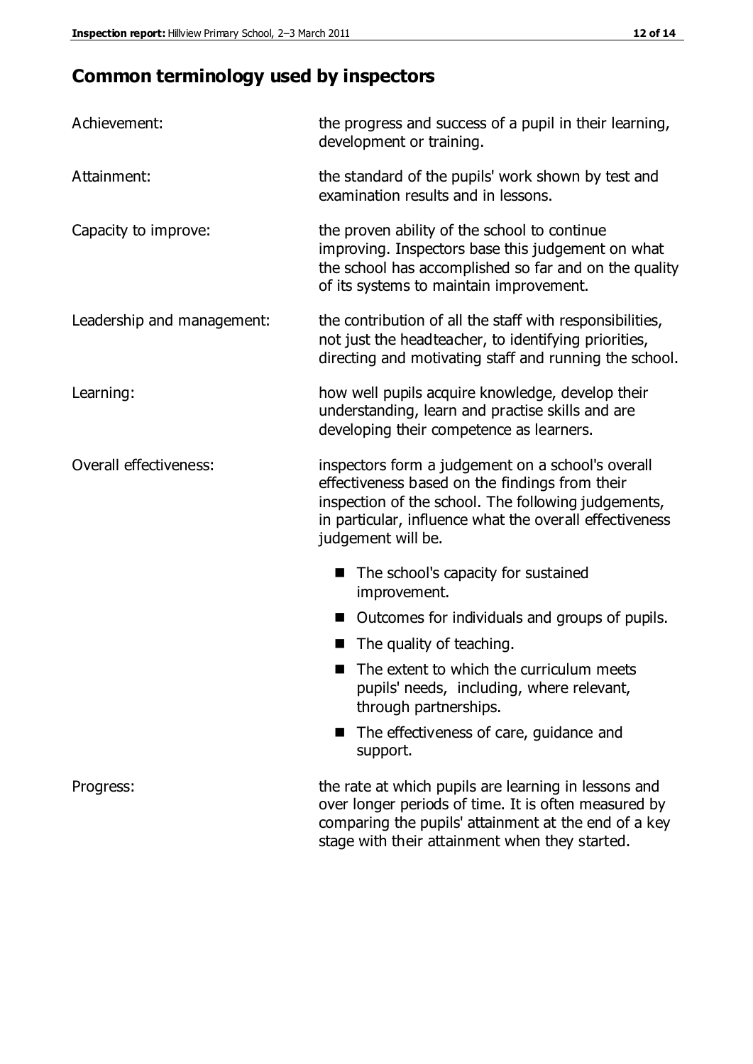## Common terminology used by inspectors

| | |
|---|---|
| Achievement: | the progress and success of a pupil in their learning, development or training. |
| Attainment: | the standard of the pupils' work shown by test and examination results and in lessons. |
| Capacity to improve: | the proven ability of the school to continue improving. Inspectors base this judgement on what the school has accomplished so far and on the quality of its systems to maintain improvement. |
| Leadership and management: | the contribution of all the staff with responsibilities, not just the headteacher, to identifying priorities, directing and motivating staff and running the school. |
| Learning: | how well pupils acquire knowledge, develop their understanding, learn and practise skills and are developing their competence as learners. |
| Overall effectiveness: | inspectors form a judgement on a school's overall effectiveness based on the findings from their inspection of the school. The following judgements, in particular, influence what the overall effectiveness judgement will be. |

- The school's capacity for sustained improvement.
- Outcomes for individuals and groups of pupils.
- The quality of teaching.
- The extent to which the curriculum meets pupils' needs, including, where relevant, through partnerships.
- The effectiveness of care, guidance and support.

| | |
|---|---|
| Progress: | the rate at which pupils are learning in lessons and over longer periods of time. It is often measured by comparing the pupils' attainment at the end of a key stage with their attainment when they started. |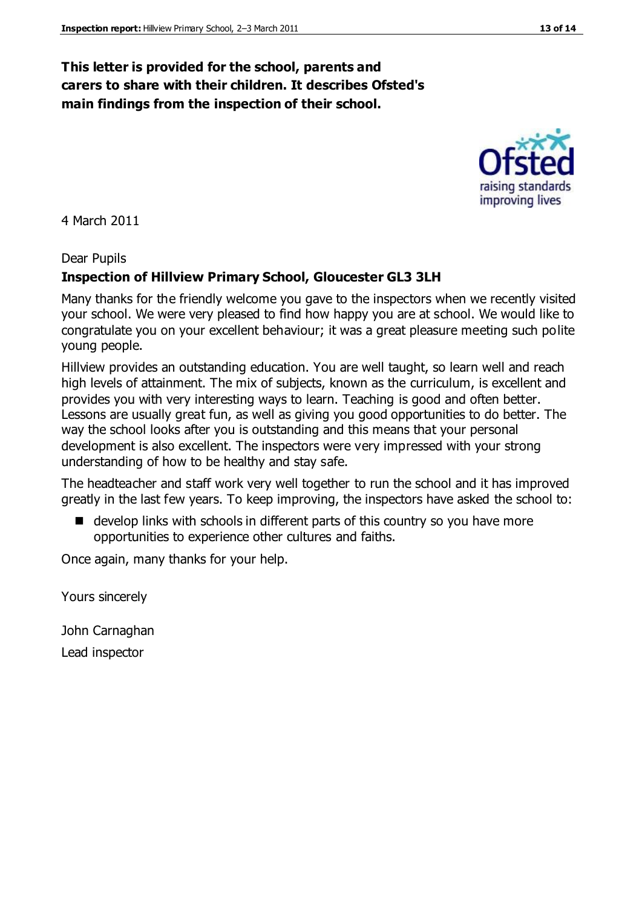**This letter is provided for the school, parents and carers to share with their children. It describes Ofsted's main findings from the inspection of their school.**

4 March 2011

Dear Pupils

**Inspection of Hillview Primary School, Gloucester GL3 3LH**

Many thanks for the friendly welcome you gave to the inspectors when we recently visited your school. We were very pleased to find how happy you are at school. We would like to congratulate you on your excellent behaviour; it was a great pleasure meeting such polite young people.

Hillview provides an outstanding education. You are well taught, so learn well and reach high levels of attainment. The mix of subjects, known as the curriculum, is excellent and provides you with very interesting ways to learn. Teaching is good and often better. Lessons are usually great fun, as well as giving you good opportunities to do better. The way the school looks after you is outstanding and this means that your personal development is also excellent. The inspectors were very impressed with your strong understanding of how to be healthy and stay safe.

The headteacher and staff work very well together to run the school and it has improved greatly in the last few years. To keep improving, the inspectors have asked the school to:

- develop links with schools in different parts of this country so you have more opportunities to experience other cultures and faiths.

Once again, many thanks for your help.

Yours sincerely

John Carnaghan

Lead inspector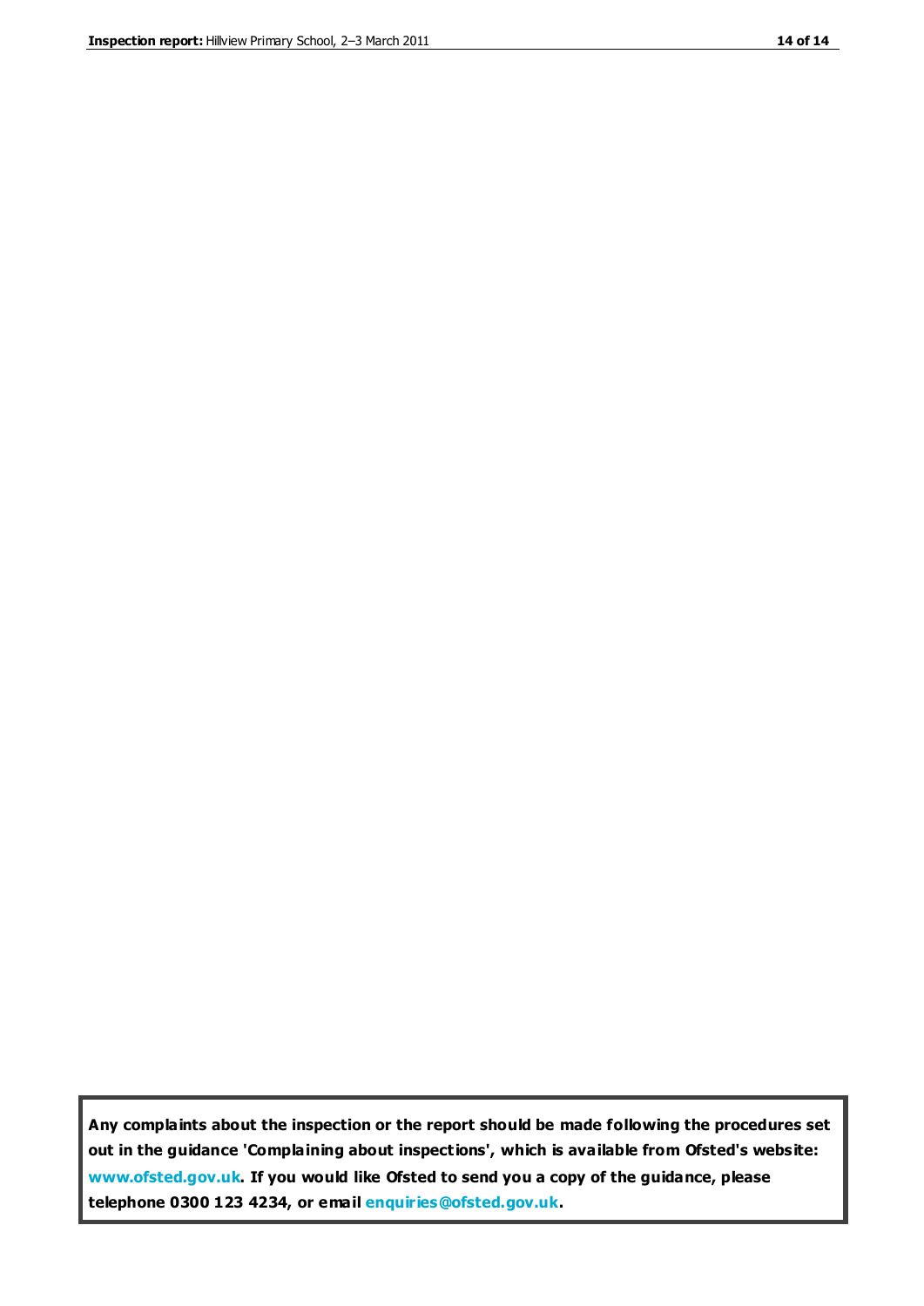**Any complaints about the inspection or the report should be made following the procedures set out in the guidance 'Complaining about inspections', which is available from Ofsted's website: www.ofsted.gov.uk. If you would like Ofsted to send you a copy of the guidance, please telephone 0300 123 4234, or email enquiries@ofsted.gov.uk.**